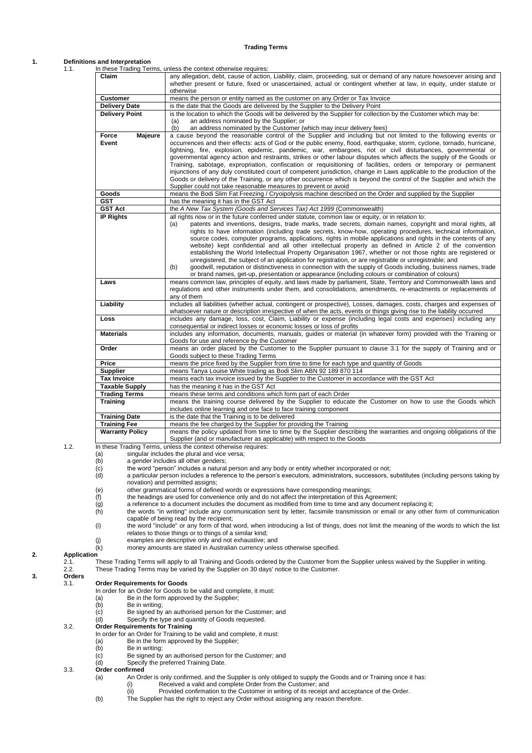# Trading Terms

## 1. Definitions and Interpretation

1.1. In these Trading Terms, unless the context otherwise requires:

| Term | Definition |
|---|---|
| **Claim** | any allegation, debt, cause of action, Liability, claim, proceeding, suit or demand of any nature howsoever arising and whether present or future, fixed or unascertained, actual or contingent whether at law, in equity, under statute or otherwise |
| **Customer** | means the person or entity named as the customer on any Order or Tax Invoice |
| **Delivery Date** | is the date that the Goods are delivered by the Supplier to the Delivery Point |
| **Delivery Point** | is the location to which the Goods will be delivered by the Supplier for collection by the Customer which may be: (a) an address nominated by the Supplier; or (b) an address nominated by the Customer (which may incur delivery fees) |
| **Force Majeure Event** | a cause beyond the reasonable control of the Supplier and including but not limited to the following events or occurrences and their effects: acts of God or the public enemy, flood, earthquake, storm, cyclone, tornado, hurricane, lightning, fire, explosion, epidemic, pandemic, war, embargoes, riot or civil disturbances, governmental or governmental agency action and restraints, strikes or other labour disputes which affects the supply of the Goods or Training, sabotage, expropriation, confiscation or requisitioning of facilities, orders or temporary or permanent injunctions of any duly constituted court of competent jurisdiction, change in Laws applicable to the production of the Goods or delivery of the Training, or any other occurrence which is beyond the control of the Supplier and which the Supplier could not take reasonable measures to prevent or avoid |
| **Goods** | means the Bodi Slim Fat Freezing / Cryoipolysis machine described on the Order and supplied by the Supplier |
| **GST** | has the meaning it has in the GST Act |
| **GST Act** | the *A New Tax System (Goods and Services Tax) Act 1999* (Commonwealth) |
| **IP Rights** | all rights now or in the future conferred under statute, common law or equity, or in relation to: (a) patents and inventions, designs, trade marks, trade secrets, domain names, copyright and moral rights, all rights to have information (including trade secrets, know-how, operating procedures, technical information, source codes, computer programs, applications, rights in mobile applications and rights in the contents of any website) kept confidential and all other intellectual property as defined in Article 2 of the convention establishing the World Intellectual Property Organisation 1967, whether or not those rights are registered or unregistered, the subject of an application for registration, or are registrable or unregistrable; and (b) goodwill, reputation or distinctiveness in connection with the supply of Goods including, business names, trade or brand names, get-up, presentation or appearance (including colours or combination of colours) |
| **Laws** | means common law, principles of equity, and laws made by parliament, State, Territory and Commonwealth laws and regulations and other instruments under them, and consolidations, amendments, re-enactments or replacements of any of them |
| **Liability** | includes all liabilities (whether actual, contingent or prospective), Losses, damages, costs, charges and expenses of whatsoever nature or description irrespective of when the acts, events or things giving rise to the liability occurred |
| **Loss** | includes any damage, loss, cost, Claim, Liability or expense (including legal costs and expenses) including any consequential or indirect losses or economic losses or loss of profits |
| **Materials** | includes any information, documents, manuals, guides or material (in whatever form) provided with the Training or Goods for use and reference by the Customer |
| **Order** | means an order placed by the Customer to the Supplier pursuant to clause 3.1 for the supply of Training and or Goods subject to these Trading Terms |
| **Price** | means the price fixed by the Supplier from time to time for each type and quantity of Goods |
| **Supplier** | means Tanya Louise White trading as Bodi Slim ABN 92 189 870 114 |
| **Tax Invoice** | means each tax invoice issued by the Supplier to the Customer in accordance with the GST Act |
| **Taxable Supply** | has the meaning it has in the GST Act |
| **Trading Terms** | means these terms and conditions which form part of each Order |
| **Training** | means the training course delivered by the Supplier to educate the Customer on how to use the Goods which includes online learning and one face to face training component |
| **Training Date** | is the date that the Training is to be delivered |
| **Training Fee** | means the fee charged by the Supplier for providing the Training |
| **Warranty Policy** | means the policy updated from time to time by the Supplier describing the warranties and ongoing obligations of the Supplier (and or manufacturer as applicable) with respect to the Goods |

1.2. In these Trading Terms, unless the context otherwise requires:

- (a) singular includes the plural and vice versa;
- (b) a gender includes all other genders;
- (c) the word "person" includes a natural person and any body or entity whether incorporated or not;
- (d) a particular person includes a reference to the person's executors, administrators, successors, substitutes (including persons taking by novation) and permitted assigns;
- (e) other grammatical forms of defined words or expressions have corresponding meanings;
- (f) the headings are used for convenience only and do not affect the interpretation of this Agreement;
- (g) a reference to a document includes the document as modified from time to time and any document replacing it;
- (h) the words "in writing" include any communication sent by letter, facsimile transmission or email or any other form of communication capable of being read by the recipient;
- (i) the word "include" or any form of that word, when introducing a list of things, does not limit the meaning of the words to which the list relates to those things or to things of a similar kind;
- (j) examples are descriptive only and not exhaustive; and
- (k) money amounts are stated in Australian currency unless otherwise specified.

## 2. Application

2.1. These Trading Terms will apply to all Training and Goods ordered by the Customer from the Supplier unless waived by the Supplier in writing.

2.2. These Trading Terms may be varied by the Supplier on 30 days' notice to the Customer.

## 3. Orders

### 3.1. Order Requirements for Goods

In order for an Order for Goods to be valid and complete, it must:

- (a) Be in the form approved by the Supplier;
- (b) Be in writing;
- (c) Be signed by an authorised person for the Customer; and
- (d) Specify the type and quantity of Goods requested.

### 3.2. Order Requirements for Training

In order for an Order for Training to be valid and complete, it must:

- (a) Be in the form approved by the Supplier;
- (b) Be in writing;
- (c) Be signed by an authorised person for the Customer; and
- (d) Specify the preferred Training Date.

### 3.3. Order confirmed

- (a) An Order is only confirmed, and the Supplier is only obliged to supply the Goods and or Training once it has:
  - (i) Received a valid and complete Order from the Customer; and
  - (ii) Provided confirmation to the Customer in writing of its receipt and acceptance of the Order.
- (b) The Supplier has the right to reject any Order without assigning any reason therefore.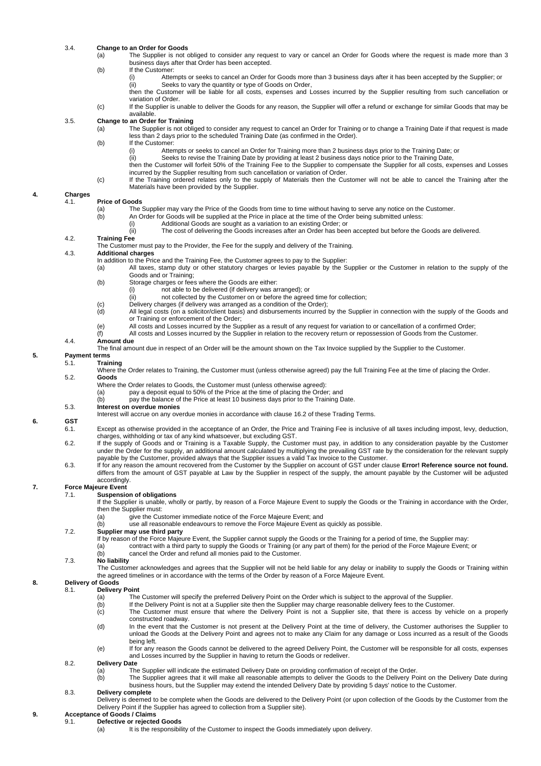3.4. **Change to an Order for Goods**

(a) The Supplier is not obliged to consider any request to vary or cancel an Order for Goods where the request is made more than 3 business days after that Order has been accepted.

(b) If the Customer:

(i) Attempts or seeks to cancel an Order for Goods more than 3 business days after it has been accepted by the Supplier; or

(ii) Seeks to vary the quantity or type of Goods on Order,

then the Customer will be liable for all costs, expenses and Losses incurred by the Supplier resulting from such cancellation or variation of Order.

(c) If the Supplier is unable to deliver the Goods for any reason, the Supplier will offer a refund or exchange for similar Goods that may be available.

3.5. **Change to an Order for Training**

(a) The Supplier is not obliged to consider any request to cancel an Order for Training or to change a Training Date if that request is made less than 2 days prior to the scheduled Training Date (as confirmed in the Order).

(b) If the Customer:

(i) Attempts or seeks to cancel an Order for Training more than 2 business days prior to the Training Date; or

(ii) Seeks to revise the Training Date by providing at least 2 business days notice prior to the Training Date,

then the Customer will forfeit 50% of the Training Fee to the Supplier to compensate the Supplier for all costs, expenses and Losses incurred by the Supplier resulting from such cancellation or variation of Order.

(c) If the Training ordered relates only to the supply of Materials then the Customer will not be able to cancel the Training after the Materials have been provided by the Supplier.

## 4. Charges

4.1. **Price of Goods**

(a) The Supplier may vary the Price of the Goods from time to time without having to serve any notice on the Customer.

(b) An Order for Goods will be supplied at the Price in place at the time of the Order being submitted unless:

(i) Additional Goods are sought as a variation to an existing Order; or

(ii) The cost of delivering the Goods increases after an Order has been accepted but before the Goods are delivered.

4.2. **Training Fee**

The Customer must pay to the Provider, the Fee for the supply and delivery of the Training.

4.3. **Additional charges**

In addition to the Price and the Training Fee, the Customer agrees to pay to the Supplier:

(a) All taxes, stamp duty or other statutory charges or levies payable by the Supplier or the Customer in relation to the supply of the Goods and or Training;

(b) Storage charges or fees where the Goods are either:

(i) not able to be delivered (if delivery was arranged); or

(ii) not collected by the Customer on or before the agreed time for collection;

(c) Delivery charges (if delivery was arranged as a condition of the Order);

(d) All legal costs (on a solicitor/client basis) and disbursements incurred by the Supplier in connection with the supply of the Goods and or Training or enforcement of the Order;

(e) All costs and Losses incurred by the Supplier as a result of any request for variation to or cancellation of a confirmed Order;

(f) All costs and Losses incurred by the Supplier in relation to the recovery return or repossession of Goods from the Customer.

4.4. **Amount due**

The final amount due in respect of an Order will be the amount shown on the Tax Invoice supplied by the Supplier to the Customer.

## 5. Payment terms

5.1. **Training**

Where the Order relates to Training, the Customer must (unless otherwise agreed) pay the full Training Fee at the time of placing the Order.

5.2. **Goods**

Where the Order relates to Goods, the Customer must (unless otherwise agreed):

(a) pay a deposit equal to 50% of the Price at the time of placing the Order; and

(b) pay the balance of the Price at least 10 business days prior to the Training Date.

5.3. **Interest on overdue monies**

Interest will accrue on any overdue monies in accordance with clause 16.2 of these Trading Terms.

## 6. GST

6.1. Except as otherwise provided in the acceptance of an Order, the Price and Training Fee is inclusive of all taxes including impost, levy, deduction, charges, withholding or tax of any kind whatsoever, but excluding GST.

6.2. If the supply of Goods and or Training is a Taxable Supply, the Customer must pay, in addition to any consideration payable by the Customer under the Order for the supply, an additional amount calculated by multiplying the prevailing GST rate by the consideration for the relevant supply payable by the Customer, provided always that the Supplier issues a valid Tax Invoice to the Customer.

6.3. If for any reason the amount recovered from the Customer by the Supplier on account of GST under clause **Error! Reference source not found.** differs from the amount of GST payable at Law by the Supplier in respect of the supply, the amount payable by the Customer will be adjusted accordingly.

## 7. Force Majeure Event

7.1. **Suspension of obligations**

If the Supplier is unable, wholly or partly, by reason of a Force Majeure Event to supply the Goods or the Training in accordance with the Order, then the Supplier must:

(a) give the Customer immediate notice of the Force Majeure Event; and

(b) use all reasonable endeavours to remove the Force Majeure Event as quickly as possible.

7.2. **Supplier may use third party**

If by reason of the Force Majeure Event, the Supplier cannot supply the Goods or the Training for a period of time, the Supplier may:

(a) contract with a third party to supply the Goods or Training (or any part of them) for the period of the Force Majeure Event; or

(b) cancel the Order and refund all monies paid to the Customer.

7.3. **No liability**

The Customer acknowledges and agrees that the Supplier will not be held liable for any delay or inability to supply the Goods or Training within the agreed timelines or in accordance with the terms of the Order by reason of a Force Majeure Event.

## 8. Delivery of Goods

8.1. **Delivery Point**

(a) The Customer will specify the preferred Delivery Point on the Order which is subject to the approval of the Supplier.

(b) If the Delivery Point is not at a Supplier site then the Supplier may charge reasonable delivery fees to the Customer.

(c) The Customer must ensure that where the Delivery Point is not a Supplier site, that there is access by vehicle on a properly constructed roadway.

(d) In the event that the Customer is not present at the Delivery Point at the time of delivery, the Customer authorises the Supplier to unload the Goods at the Delivery Point and agrees not to make any Claim for any damage or Loss incurred as a result of the Goods being left.

(e) If for any reason the Goods cannot be delivered to the agreed Delivery Point, the Customer will be responsible for all costs, expenses and Losses incurred by the Supplier in having to return the Goods or redeliver.

8.2. **Delivery Date**

(a) The Supplier will indicate the estimated Delivery Date on providing confirmation of receipt of the Order.

(b) The Supplier agrees that it will make all reasonable attempts to deliver the Goods to the Delivery Point on the Delivery Date during business hours, but the Supplier may extend the intended Delivery Date by providing 5 days' notice to the Customer.

8.3. **Delivery complete**

Delivery is deemed to be complete when the Goods are delivered to the Delivery Point (or upon collection of the Goods by the Customer from the Delivery Point if the Supplier has agreed to collection from a Supplier site).

## 9. Acceptance of Goods / Claims

9.1. **Defective or rejected Goods**

(a) It is the responsibility of the Customer to inspect the Goods immediately upon delivery.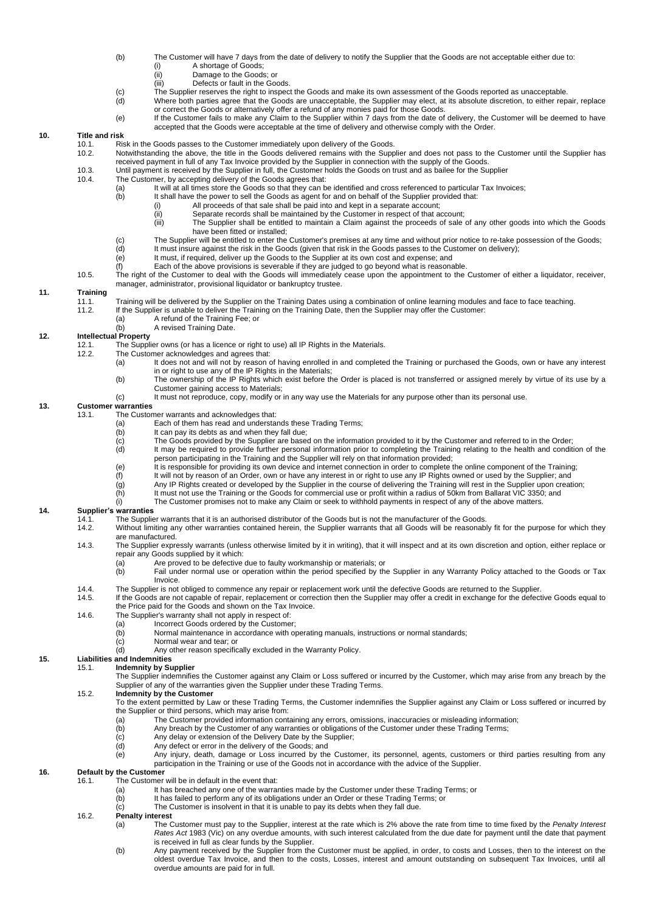(b) The Customer will have 7 days from the date of delivery to notify the Supplier that the Goods are not acceptable either due to:
   (i) A shortage of Goods;
   (ii) Damage to the Goods; or
   (iii) Defects or fault in the Goods.

(c) The Supplier reserves the right to inspect the Goods and make its own assessment of the Goods reported as unacceptable.

(d) Where both parties agree that the Goods are unacceptable, the Supplier may elect, at its absolute discretion, to either repair, replace or correct the Goods or alternatively offer a refund of any monies paid for those Goods.

(e) If the Customer fails to make any Claim to the Supplier within 7 days from the date of delivery, the Customer will be deemed to have accepted that the Goods were acceptable at the time of delivery and otherwise comply with the Order.

## 10. Title and risk

10.1. Risk in the Goods passes to the Customer immediately upon delivery of the Goods.

10.2. Notwithstanding the above, the title in the Goods delivered remains with the Supplier and does not pass to the Customer until the Supplier has received payment in full of any Tax Invoice provided by the Supplier in connection with the supply of the Goods.

10.3. Until payment is received by the Supplier in full, the Customer holds the Goods on trust and as bailee for the Supplier

10.4. The Customer, by accepting delivery of the Goods agrees that:
   (a) It will at all times store the Goods so that they can be identified and cross referenced to particular Tax Invoices;
   (b) It shall have the power to sell the Goods as agent for and on behalf of the Supplier provided that:
      (i) All proceeds of that sale shall be paid into and kept in a separate account;
      (ii) Separate records shall be maintained by the Customer in respect of that account;
      (iii) The Supplier shall be entitled to maintain a Claim against the proceeds of sale of any other goods into which the Goods have been fitted or installed;
   (c) The Supplier will be entitled to enter the Customer's premises at any time and without prior notice to re-take possession of the Goods;
   (d) It must insure against the risk in the Goods (given that risk in the Goods passes to the Customer on delivery);
   (e) It must, if required, deliver up the Goods to the Supplier at its own cost and expense; and
   (f) Each of the above provisions is severable if they are judged to go beyond what is reasonable.

10.5. The right of the Customer to deal with the Goods will immediately cease upon the appointment to the Customer of either a liquidator, receiver, manager, administrator, provisional liquidator or bankruptcy trustee.

## 11. Training

11.1. Training will be delivered by the Supplier on the Training Dates using a combination of online learning modules and face to face teaching.

11.2. If the Supplier is unable to deliver the Training on the Training Date, then the Supplier may offer the Customer:
   (a) A refund of the Training Fee; or
   (b) A revised Training Date.

## 12. Intellectual Property

12.1. The Supplier owns (or has a licence or right to use) all IP Rights in the Materials.

12.2. The Customer acknowledges and agrees that:
   (a) It does not and will not by reason of having enrolled in and completed the Training or purchased the Goods, own or have any interest in or right to use any of the IP Rights in the Materials;
   (b) The ownership of the IP Rights which exist before the Order is placed is not transferred or assigned merely by virtue of its use by a Customer gaining access to Materials;
   (c) It must not reproduce, copy, modify or in any way use the Materials for any purpose other than its personal use.

## 13. Customer warranties

13.1. The Customer warrants and acknowledges that:
   (a) Each of them has read and understands these Trading Terms;
   (b) It can pay its debts as and when they fall due;
   (c) The Goods provided by the Supplier are based on the information provided to it by the Customer and referred to in the Order;
   (d) It may be required to provide further personal information prior to completing the Training relating to the health and condition of the person participating in the Training and the Supplier will rely on that information provided;
   (e) It is responsible for providing its own device and internet connection in order to complete the online component of the Training;
   (f) It will not by reason of an Order, own or have any interest in or right to use any IP Rights owned or used by the Supplier; and
   (g) Any IP Rights created or developed by the Supplier in the course of delivering the Training will rest in the Supplier upon creation;
   (h) It must not use the Training or the Goods for commercial use or profit within a radius of 50km from Ballarat VIC 3350; and
   (i) The Customer promises not to make any Claim or seek to withhold payments in respect of any of the above matters.

## 14. Supplier's warranties

14.1. The Supplier warrants that it is an authorised distributor of the Goods but is not the manufacturer of the Goods.

14.2. Without limiting any other warranties contained herein, the Supplier warrants that all Goods will be reasonably fit for the purpose for which they are manufactured.

14.3. The Supplier expressly warrants (unless otherwise limited by it in writing), that it will inspect and at its own discretion and option, either replace or repair any Goods supplied by it which:
   (a) Are proved to be defective due to faulty workmanship or materials; or
   (b) Fail under normal use or operation within the period specified by the Supplier in any Warranty Policy attached to the Goods or Tax Invoice.

14.4. The Supplier is not obliged to commence any repair or replacement work until the defective Goods are returned to the Supplier.

14.5. If the Goods are not capable of repair, replacement or correction then the Supplier may offer a credit in exchange for the defective Goods equal to the Price paid for the Goods and shown on the Tax Invoice.

14.6. The Supplier's warranty shall not apply in respect of:
   (a) Incorrect Goods ordered by the Customer;
   (b) Normal maintenance in accordance with operating manuals, instructions or normal standards;
   (c) Normal wear and tear; or
   (d) Any other reason specifically excluded in the Warranty Policy.

## 15. Liabilities and Indemnities

15.1. **Indemnity by Supplier**

The Supplier indemnifies the Customer against any Claim or Loss suffered or incurred by the Customer, which may arise from any breach by the Supplier of any of the warranties given the Supplier under these Trading Terms.

15.2. **Indemnity by the Customer**

To the extent permitted by Law or these Trading Terms, the Customer indemnifies the Supplier against any Claim or Loss suffered or incurred by the Supplier or third persons, which may arise from:
   (a) The Customer provided information containing any errors, omissions, inaccuracies or misleading information;
   (b) Any breach by the Customer of any warranties or obligations of the Customer under these Trading Terms;
   (c) Any delay or extension of the Delivery Date by the Supplier;
   (d) Any defect or error in the delivery of the Goods; and
   (e) Any injury, death, damage or Loss incurred by the Customer, its personnel, agents, customers or third parties resulting from any participation in the Training or use of the Goods not in accordance with the advice of the Supplier.

## 16. Default by the Customer

16.1. The Customer will be in default in the event that:
   (a) It has breached any one of the warranties made by the Customer under these Trading Terms; or
   (b) It has failed to perform any of its obligations under an Order or these Trading Terms; or
   (c) The Customer is insolvent in that it is unable to pay its debts when they fall due.

16.2. **Penalty interest**
   (a) The Customer must pay to the Supplier, interest at the rate which is 2% above the rate from time to time fixed by the *Penalty Interest Rates Act* 1983 (Vic) on any overdue amounts, with such interest calculated from the due date for payment until the date that payment is received in full as clear funds by the Supplier.
   (b) Any payment received by the Supplier from the Customer must be applied, in order, to costs and Losses, then to the interest on the oldest overdue Tax Invoice, and then to the costs, Losses, interest and amount outstanding on subsequent Tax Invoices, until all overdue amounts are paid for in full.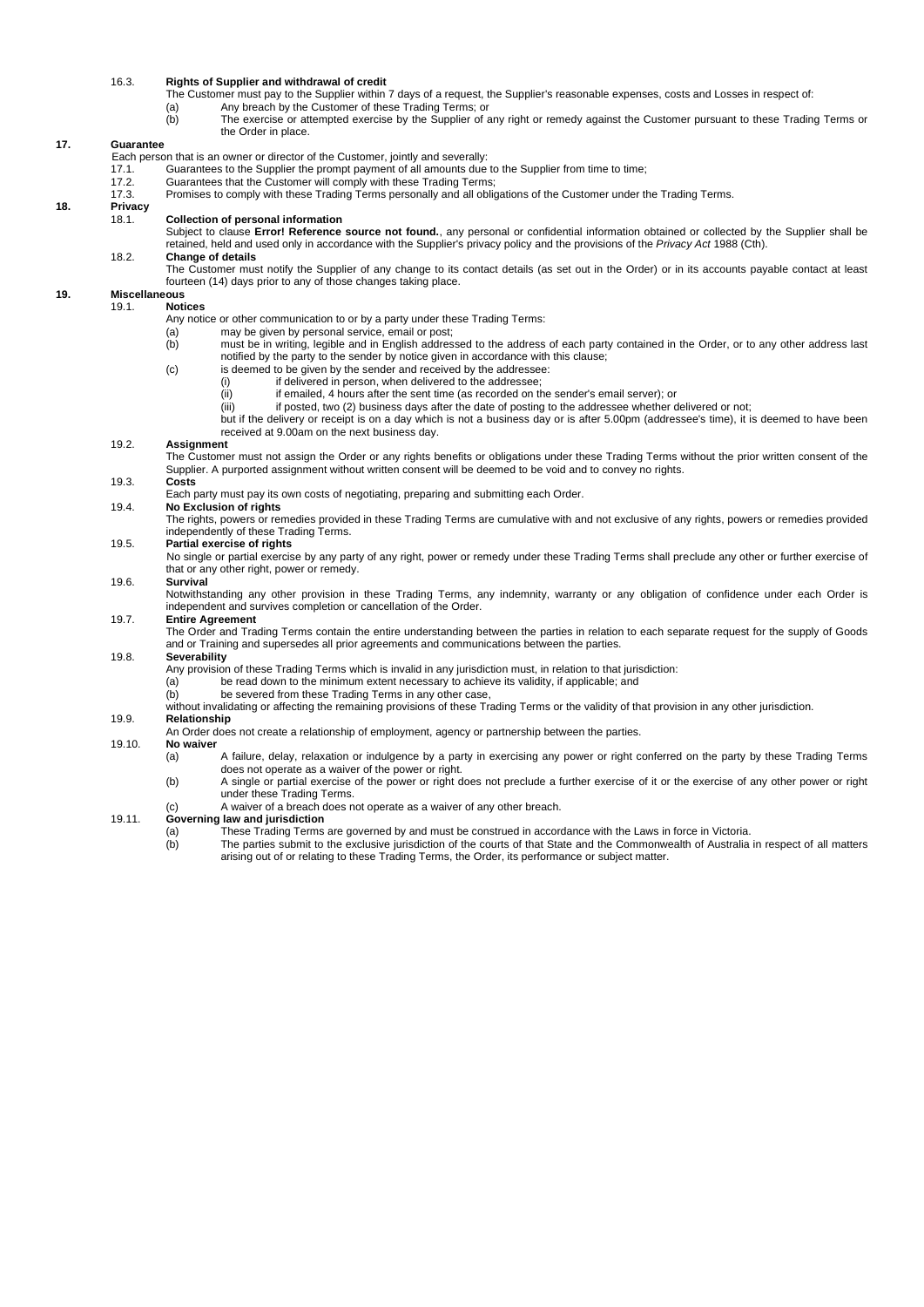### 16.3. Rights of Supplier and withdrawal of credit

The Customer must pay to the Supplier within 7 days of a request, the Supplier's reasonable expenses, costs and Losses in respect of:

(a) Any breach by the Customer of these Trading Terms; or

(b) The exercise or attempted exercise by the Supplier of any right or remedy against the Customer pursuant to these Trading Terms or the Order in place.

## 17. Guarantee

Each person that is an owner or director of the Customer, jointly and severally:

17.1. Guarantees to the Supplier the prompt payment of all amounts due to the Supplier from time to time;

17.2. Guarantees that the Customer will comply with these Trading Terms;

17.3. Promises to comply with these Trading Terms personally and all obligations of the Customer under the Trading Terms.

## 18. Privacy

### 18.1. Collection of personal information

Subject to clause **Error! Reference source not found.**, any personal or confidential information obtained or collected by the Supplier shall be retained, held and used only in accordance with the Supplier's privacy policy and the provisions of the *Privacy Act* 1988 (Cth).

### 18.2. Change of details

The Customer must notify the Supplier of any change to its contact details (as set out in the Order) or in its accounts payable contact at least fourteen (14) days prior to any of those changes taking place.

## 19. Miscellaneous

### 19.1. Notices

Any notice or other communication to or by a party under these Trading Terms:

(a) may be given by personal service, email or post;

(b) must be in writing, legible and in English addressed to the address of each party contained in the Order, or to any other address last notified by the party to the sender by notice given in accordance with this clause;

(c) is deemed to be given by the sender and received by the addressee:

(i) if delivered in person, when delivered to the addressee;

(ii) if emailed, 4 hours after the sent time (as recorded on the sender's email server); or

(iii) if posted, two (2) business days after the date of posting to the addressee whether delivered or not;

but if the delivery or receipt is on a day which is not a business day or is after 5.00pm (addressee's time), it is deemed to have been received at 9.00am on the next business day.

### 19.2. Assignment

The Customer must not assign the Order or any rights benefits or obligations under these Trading Terms without the prior written consent of the Supplier. A purported assignment without written consent will be deemed to be void and to convey no rights.

### 19.3. Costs

Each party must pay its own costs of negotiating, preparing and submitting each Order.

### 19.4. No Exclusion of rights

The rights, powers or remedies provided in these Trading Terms are cumulative with and not exclusive of any rights, powers or remedies provided independently of these Trading Terms.

### 19.5. Partial exercise of rights

No single or partial exercise by any party of any right, power or remedy under these Trading Terms shall preclude any other or further exercise of that or any other right, power or remedy.

### 19.6. Survival

Notwithstanding any other provision in these Trading Terms, any indemnity, warranty or any obligation of confidence under each Order is independent and survives completion or cancellation of the Order.

### 19.7. Entire Agreement

The Order and Trading Terms contain the entire understanding between the parties in relation to each separate request for the supply of Goods and or Training and supersedes all prior agreements and communications between the parties.

### 19.8. Severability

Any provision of these Trading Terms which is invalid in any jurisdiction must, in relation to that jurisdiction:

(a) be read down to the minimum extent necessary to achieve its validity, if applicable; and

(b) be severed from these Trading Terms in any other case,

without invalidating or affecting the remaining provisions of these Trading Terms or the validity of that provision in any other jurisdiction.

### 19.9. Relationship

An Order does not create a relationship of employment, agency or partnership between the parties.

### 19.10. No waiver

(a) A failure, delay, relaxation or indulgence by a party in exercising any power or right conferred on the party by these Trading Terms does not operate as a waiver of the power or right.

(b) A single or partial exercise of the power or right does not preclude a further exercise of it or the exercise of any other power or right under these Trading Terms.

(c) A waiver of a breach does not operate as a waiver of any other breach.

### 19.11. Governing law and jurisdiction

(a) These Trading Terms are governed by and must be construed in accordance with the Laws in force in Victoria.

(b) The parties submit to the exclusive jurisdiction of the courts of that State and the Commonwealth of Australia in respect of all matters arising out of or relating to these Trading Terms, the Order, its performance or subject matter.